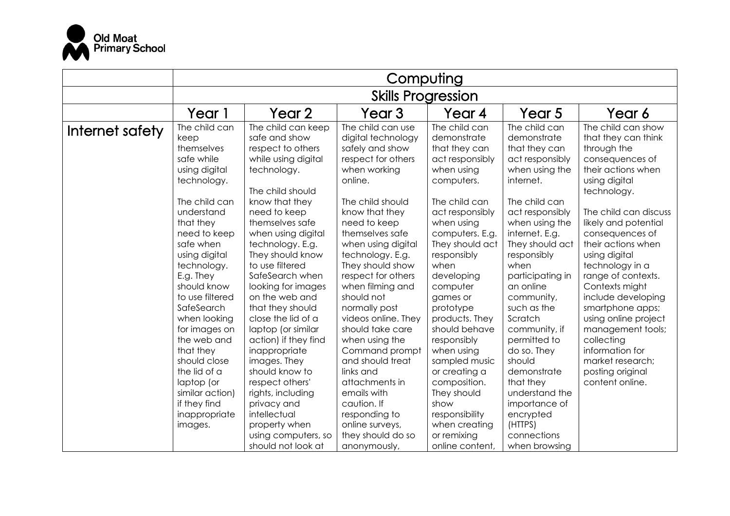Old Moat Primary School

| | Computing | | | | | |
|---|---|---|---|---|---|---|
| | Skills Progression | | | | | |
| | Year 1 | Year 2 | Year 3 | Year 4 | Year 5 | Year 6 |
| Internet safety | The child can keep themselves safe while using digital technology.<br><br>The child can understand that they need to keep safe when using digital technology. E.g. They should know to use filtered SafeSearch when looking for images on the web and that they should close the lid of a laptop (or similar action) if they find inappropriate images. | The child can keep safe and show respect to others while using digital technology.<br><br>The child should know that they need to keep themselves safe when using digital technology. E.g. They should know to use filtered SafeSearch when looking for images on the web and that they should close the lid of a laptop (or similar action) if they find inappropriate images. They should know to respect others' rights, including privacy and intellectual property when using computers, so should not look at | The child can use digital technology safely and show respect for others when working online.<br><br>The child should know that they need to keep themselves safe when using digital technology. E.g. They should show respect for others when filming and should not normally post videos online. They should take care when using the Command prompt and should treat links and attachments in emails with caution. If responding to online surveys, they should do so anonymously, | The child can demonstrate that they can act responsibly when using computers.<br><br>The child can act responsibly when using computers. E.g. They should act responsibly when developing computer games or prototype products. They should behave responsibly when using sampled music or creating a composition. They should show responsibility when creating or remixing online content, | The child can demonstrate that they can act responsibly when using the internet.<br><br>The child can act responsibly when using the internet. E.g. They should act responsibly when participating in an online community, such as the Scratch community, if permitted to do so. They should demonstrate that they understand the importance of encrypted (HTTPS) connections when browsing | The child can show that they can think through the consequences of their actions when using digital technology.<br><br>The child can discuss likely and potential consequences of their actions when using digital technology in a range of contexts. Contexts might include developing smartphone apps; using online project management tools; collecting information for market research; posting original content online. |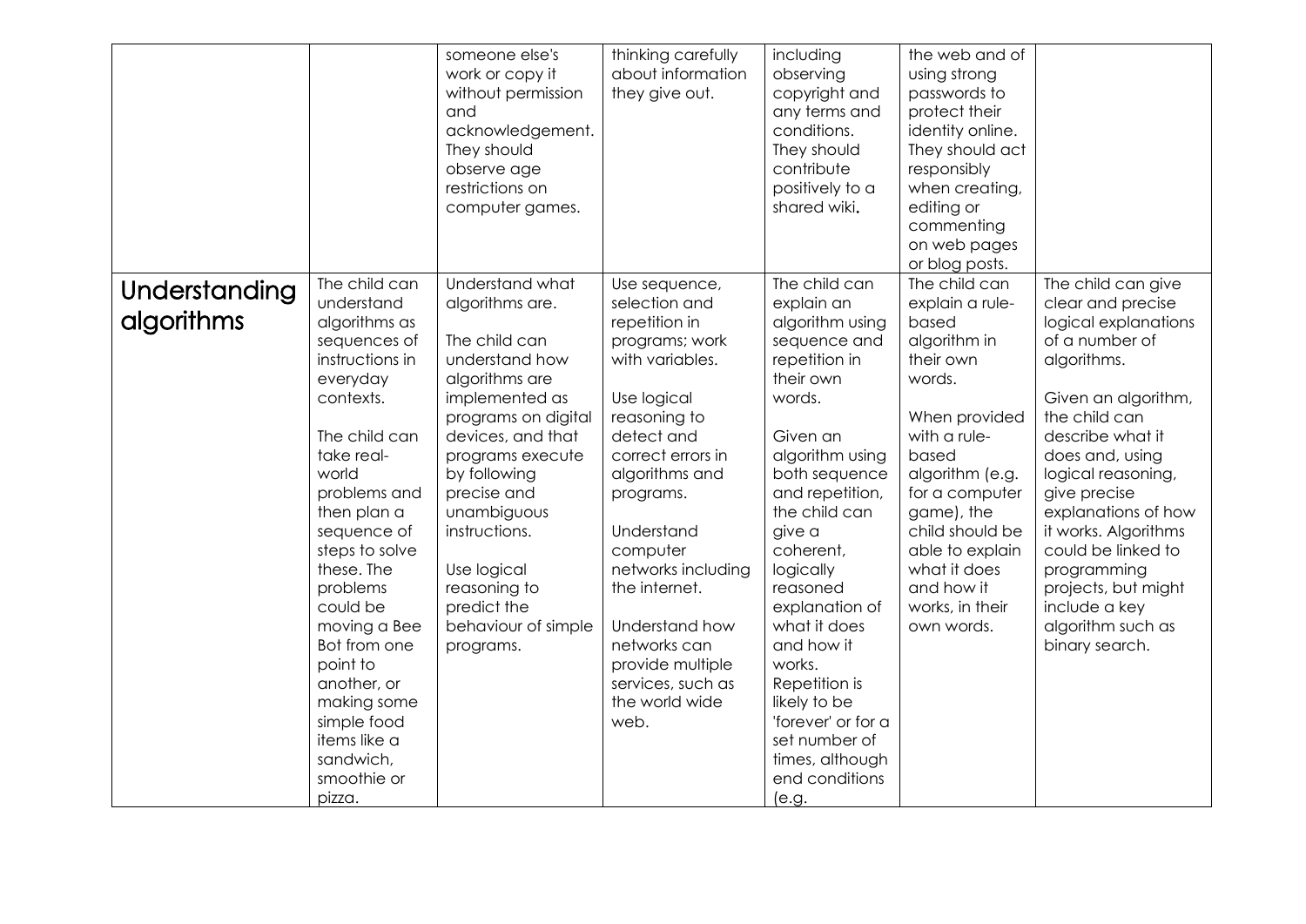| | | | | | | |
|---|---|---|---|---|---|---|
| | | someone else's work or copy it without permission and acknowledgement. They should observe age restrictions on computer games. | thinking carefully about information they give out. | including observing copyright and any terms and conditions. They should contribute positively to a shared wiki. | the web and of using strong passwords to protect their identity online. They should act responsibly when creating, editing or commenting on web pages or blog posts. | |
| **Understanding algorithms** | The child can understand algorithms as sequences of instructions in everyday contexts.<br><br>The child can take real-world problems and then plan a sequence of steps to solve these. The problems could be moving a Bee Bot from one point to another, or making some simple food items like a sandwich, smoothie or pizza. | Understand what algorithms are.<br><br>The child can understand how algorithms are implemented as programs on digital devices, and that programs execute by following precise and unambiguous instructions.<br><br>Use logical reasoning to predict the behaviour of simple programs. | Use sequence, selection and repetition in programs; work with variables.<br><br>Use logical reasoning to detect and correct errors in algorithms and programs.<br><br>Understand computer networks including the internet.<br><br>Understand how networks can provide multiple services, such as the world wide web. | The child can explain an algorithm using sequence and repetition in their own words.<br><br>Given an algorithm using both sequence and repetition, the child can give a coherent, logically reasoned explanation of what it does and how it works. Repetition is likely to be 'forever' or for a set number of times, although end conditions (e.g. | The child can explain a rule-based algorithm in their own words.<br><br>When provided with a rule-based algorithm (e.g. for a computer game), the child should be able to explain what it does and how it works, in their own words. | The child can give clear and precise logical explanations of a number of algorithms.<br><br>Given an algorithm, the child can describe what it does and, using logical reasoning, give precise explanations of how it works. Algorithms could be linked to programming projects, but might include a key algorithm such as binary search. |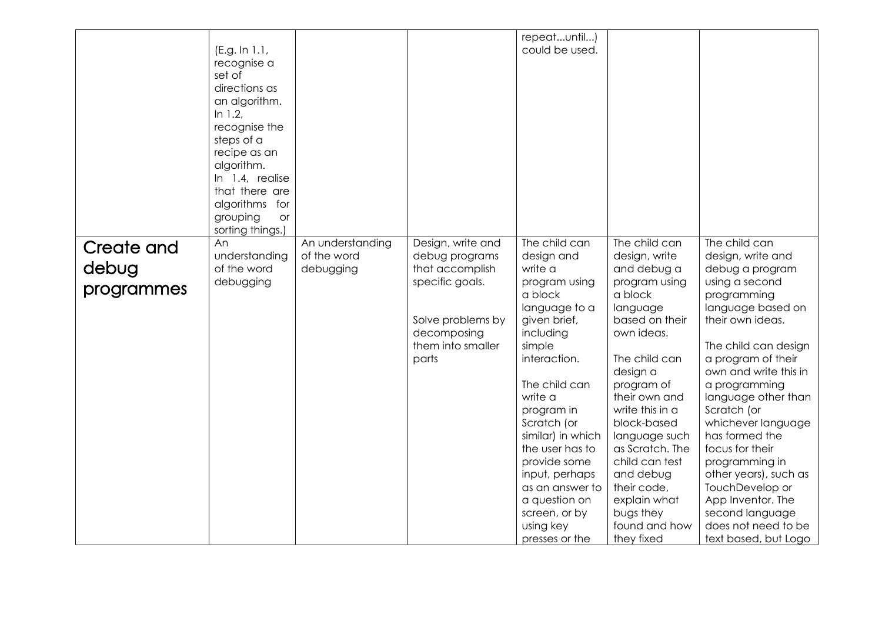| | | | | | | |
|---|---|---|---|---|---|---|
| | (E.g. In 1.1, recognise a set of directions as an algorithm. In 1.2, recognise the steps of a recipe as an algorithm. In 1.4, realise that there are algorithms for grouping or sorting things.) | | | repeat...until...) could be used. | | |
| **Create and debug programmes** | An understanding of the word debugging | An understanding of the word debugging | Design, write and debug programs that accomplish specific goals.<br><br>Solve problems by decomposing them into smaller parts | The child can design and write a program using a block language to a given brief, including simple interaction.<br><br>The child can write a program in Scratch (or similar) in which the user has to provide some input, perhaps as an answer to a question on screen, or by using key presses or the | The child can design, write and debug a program using a block language based on their own ideas.<br><br>The child can design a program of their own and write this in a block-based language such as Scratch. The child can test and debug their code, explain what bugs they found and how they fixed | The child can design, write and debug a program using a second programming language based on their own ideas.<br><br>The child can design a program of their own and write this in a programming language other than Scratch (or whichever language has formed the focus for their programming in other years), such as TouchDevelop or App Inventor. The second language does not need to be text based, but Logo |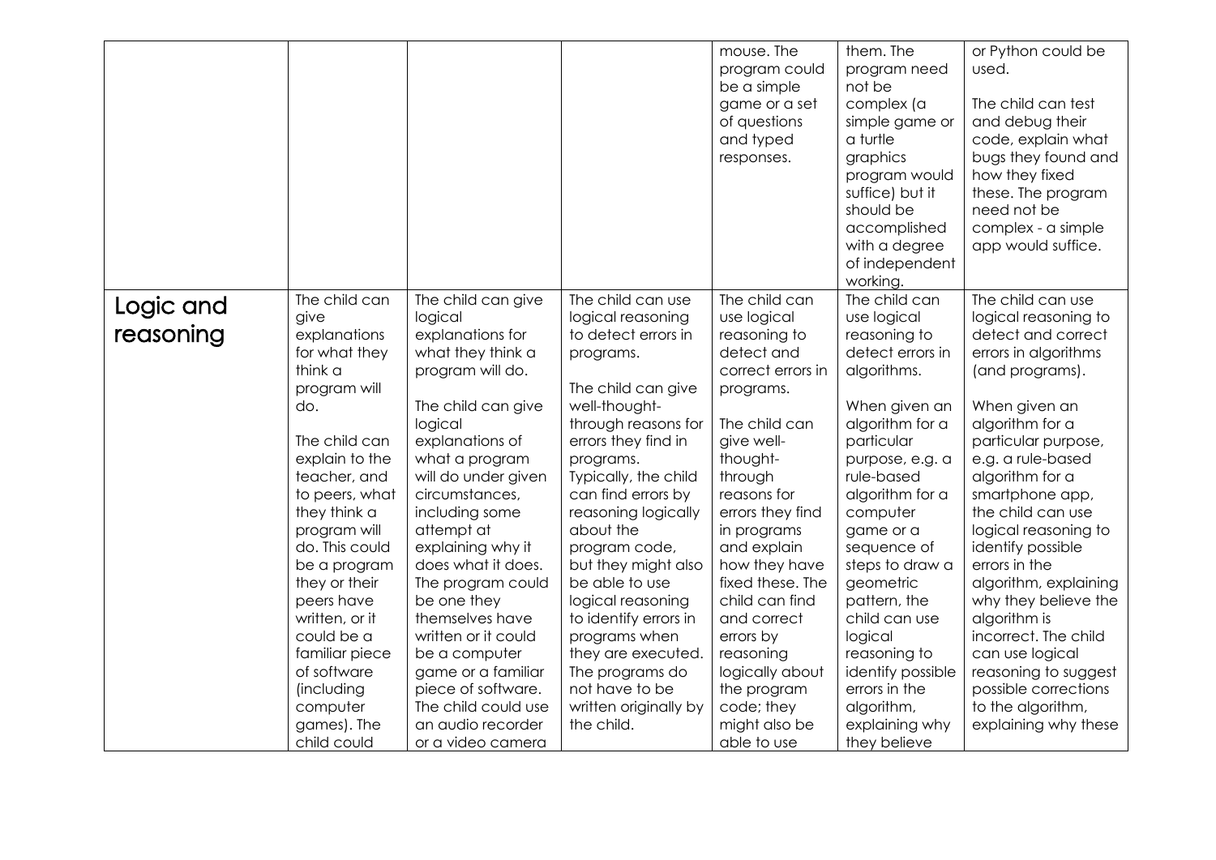| | | | | | | |
|---|---|---|---|---|---|---|
| | | | | mouse. The program could be a simple game or a set of questions and typed responses. | them. The program need not be complex (a simple game or a turtle graphics program would suffice) but it should be accomplished with a degree of independent working. | or Python could be used.<br><br>The child can test and debug their code, explain what bugs they found and how they fixed these. The program need not be complex - a simple app would suffice. |
| **Logic and reasoning** | The child can give explanations for what they think a program will do.<br><br>The child can explain to the teacher, and to peers, what they think a program will do. This could be a program they or their peers have written, or it could be a familiar piece of software (including computer games). The child could | The child can give logical explanations for what they think a program will do.<br><br>The child can give logical explanations of what a program will do under given circumstances, including some attempt at explaining why it does what it does. The program could be one they themselves have written or it could be a computer game or a familiar piece of software. The child could use an audio recorder or a video camera | The child can use logical reasoning to detect errors in programs.<br><br>The child can give well-thought-through reasons for errors they find in programs. Typically, the child can find errors by reasoning logically about the program code, but they might also be able to use logical reasoning to identify errors in programs when they are executed. The programs do not have to be written originally by the child. | The child can use logical reasoning to detect and correct errors in programs.<br><br>The child can give well-thought-through reasons for errors they find in programs and explain how they have fixed these. The child can find and correct errors by reasoning logically about the program code; they might also be able to use | The child can use logical reasoning to detect errors in algorithms.<br><br>When given an algorithm for a particular purpose, e.g. a rule-based algorithm for a computer game or a sequence of steps to draw a geometric pattern, the child can use logical reasoning to identify possible errors in the algorithm, explaining why they believe | The child can use logical reasoning to detect and correct errors in algorithms (and programs).<br><br>When given an algorithm for a particular purpose, e.g. a rule-based algorithm for a smartphone app, the child can use logical reasoning to identify possible errors in the algorithm, explaining why they believe the algorithm is incorrect. The child can use logical reasoning to suggest possible corrections to the algorithm, explaining why these |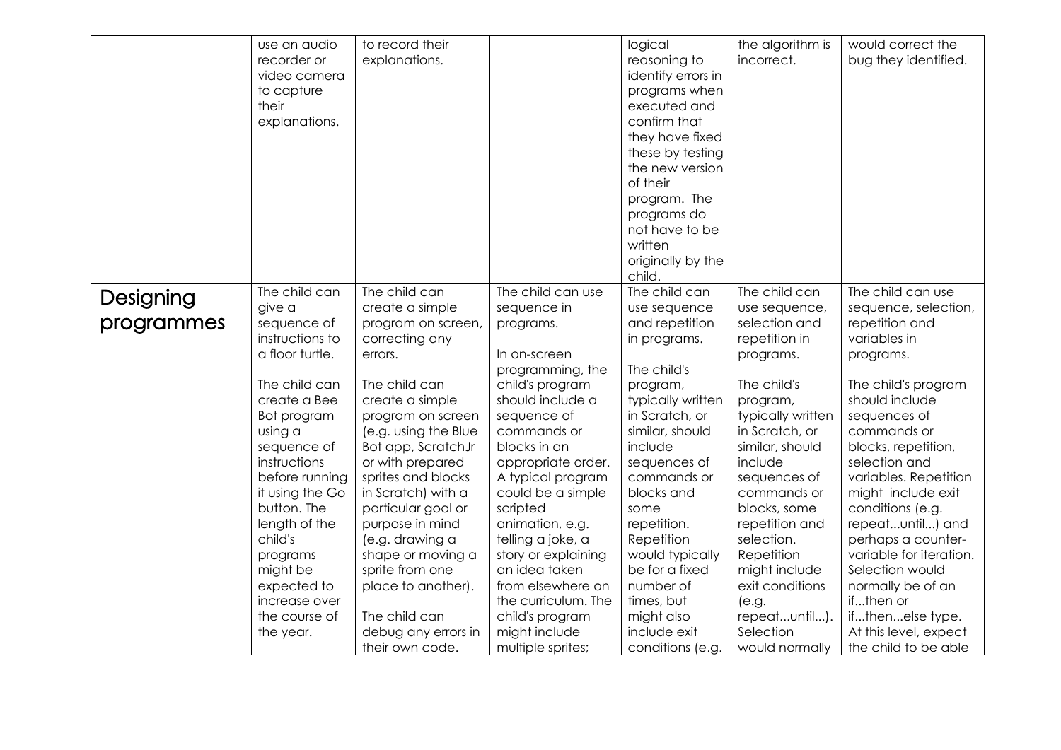| | | | | | | |
|---|---|---|---|---|---|---|
| | use an audio recorder or video camera to capture their explanations. | to record their explanations. | | logical reasoning to identify errors in programs when executed and confirm that they have fixed these by testing the new version of their program. The programs do not have to be written originally by the child. | the algorithm is incorrect. | would correct the bug they identified. |
| **Designing programmes** | The child can give a sequence of instructions to a floor turtle.<br><br>The child can create a Bee Bot program using a sequence of instructions before running it using the Go button. The length of the child's programs might be expected to increase over the course of the year. | The child can create a simple program on screen, correcting any errors.<br><br>The child can create a simple program on screen (e.g. using the Blue Bot app, ScratchJr or with prepared sprites and blocks in Scratch) with a particular goal or purpose in mind (e.g. drawing a shape or moving a sprite from one place to another).<br><br>The child can debug any errors in their own code. | The child can use sequence in programs.<br><br>In on-screen programming, the child's program should include a sequence of commands or blocks in an appropriate order. A typical program could be a simple scripted animation, e.g. telling a joke, a story or explaining an idea taken from elsewhere on the curriculum. The child's program might include multiple sprites; | The child can use sequence and repetition in programs.<br><br>The child's program, typically written in Scratch, or similar, should include sequences of commands or blocks and some repetition. Repetition would typically be for a fixed number of times, but might also include exit conditions (e.g. | The child can use sequence, selection and repetition in programs.<br><br>The child's program, typically written in Scratch, or similar, should include sequences of commands or blocks, some repetition and selection. Repetition might include exit conditions (e.g. repeat...until...). Selection would normally | The child can use sequence, selection, repetition and variables in programs.<br><br>The child's program should include sequences of commands or blocks, repetition, selection and variables. Repetition might include exit conditions (e.g. repeat...until...) and perhaps a counter-variable for iteration. Selection would normally be of an if...then or if...then...else type. At this level, expect the child to be able |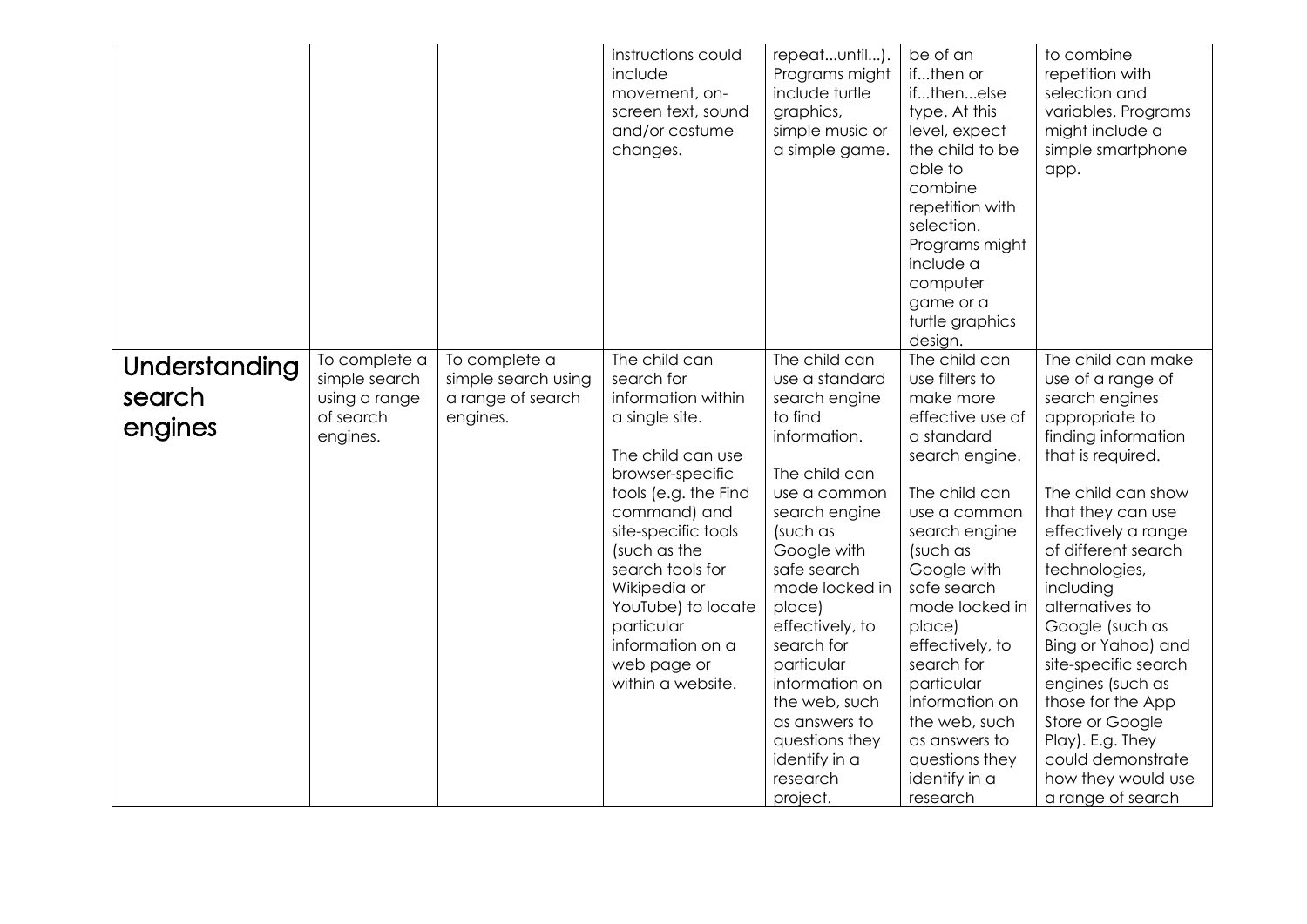| | | | | | | |
|---|---|---|---|---|---|---|
| | | | instructions could include movement, on-screen text, sound and/or costume changes. | repeat...until...). Programs might include turtle graphics, simple music or a simple game. | be of an if...then or if...then...else type. At this level, expect the child to be able to combine repetition with selection. Programs might include a computer game or a turtle graphics design. | to combine repetition with selection and variables. Programs might include a simple smartphone app. |
| **Understanding search engines** | To complete a simple search using a range of search engines. | To complete a simple search using a range of search engines. | The child can search for information within a single site.<br><br>The child can use browser-specific tools (e.g. the Find command) and site-specific tools (such as the search tools for Wikipedia or YouTube) to locate particular information on a web page or within a website. | The child can use a standard search engine to find information.<br><br>The child can use a common search engine (such as Google with safe search mode locked in place) effectively, to search for particular information on the web, such as answers to questions they identify in a research project. | The child can use filters to make more effective use of a standard search engine.<br><br>The child can use a common search engine (such as Google with safe search mode locked in place) effectively, to search for particular information on the web, such as answers to questions they identify in a research | The child can make use of a range of search engines appropriate to finding information that is required.<br><br>The child can show that they can use effectively a range of different search technologies, including alternatives to Google (such as Bing or Yahoo) and site-specific search engines (such as those for the App Store or Google Play). E.g. They could demonstrate how they would use a range of search |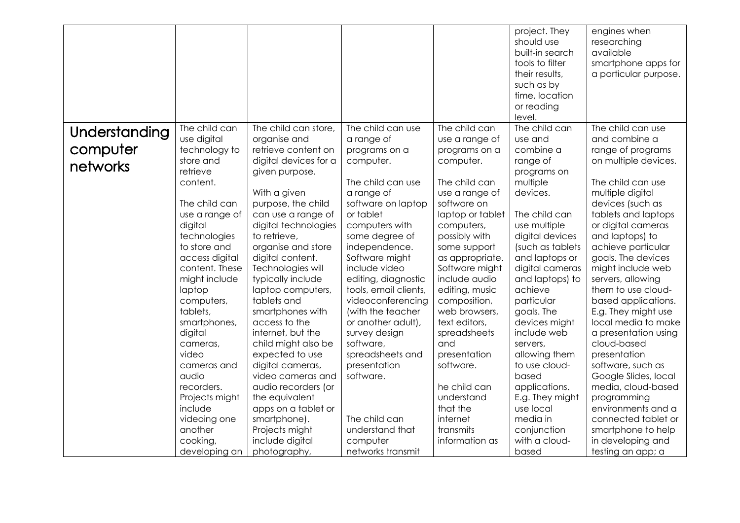| | | | | | | |
|---|---|---|---|---|---|---|
| | | | | | project. They should use built-in search tools to filter their results, such as by time, location or reading level. | engines when researching available smartphone apps for a particular purpose. |
| **Understanding computer networks** | The child can use digital technology to store and retrieve content.<br><br>The child can use a range of digital technologies to store and access digital content. These might include laptop computers, tablets, smartphones, digital cameras, video cameras and audio recorders. Projects might include videoing one another cooking, developing an | The child can store, organise and retrieve content on digital devices for a given purpose.<br><br>With a given purpose, the child can use a range of digital technologies to retrieve, organise and store digital content. Technologies will typically include laptop computers, tablets and smartphones with access to the internet, but the child might also be expected to use digital cameras, video cameras and audio recorders (or the equivalent apps on a tablet or smartphone). Projects might include digital photography, | The child can use a range of programs on a computer.<br><br>The child can use a range of software on laptop or tablet computers with some degree of independence. Software might include video editing, diagnostic tools, email clients, videoconferencing (with the teacher or another adult), survey design software, spreadsheets and presentation software.<br><br>The child can understand that computer networks transmit | The child can use a range of programs on a computer.<br><br>The child can use a range of software on laptop or tablet computers, possibly with some support as appropriate. Software might include audio editing, music composition, web browsers, text editors, spreadsheets and presentation software.<br><br>he child can understand that the internet transmits information as | The child can use and combine a range of programs on multiple devices.<br><br>The child can use multiple digital devices (such as tablets and laptops or digital cameras and laptops) to achieve particular goals. The devices might include web servers, allowing them to use cloud-based applications. E.g. They might use local media in conjunction with a cloud-based | The child can use and combine a range of programs on multiple devices.<br><br>The child can use multiple digital devices (such as tablets and laptops or digital cameras and laptops) to achieve particular goals. The devices might include web servers, allowing them to use cloud-based applications. E.g. They might use local media to make a presentation using cloud-based presentation software, such as Google Slides, local media, cloud-based programming environments and a connected tablet or smartphone to help in developing and testing an app; a |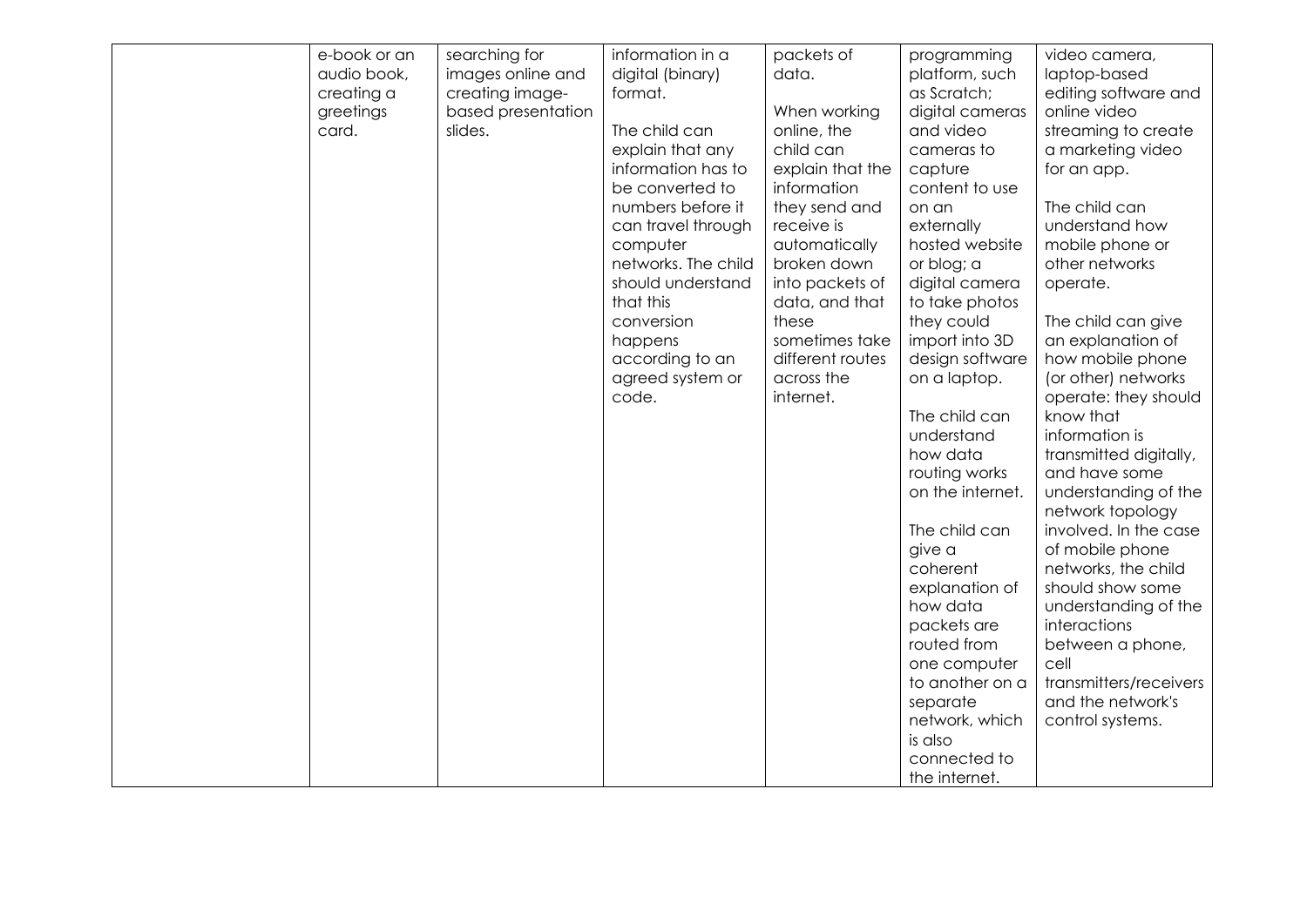| | | | | | | |
|---|---|---|---|---|---|---|
| | e-book or an audio book, creating a greetings card. | searching for images online and creating image-based presentation slides. | information in a digital (binary) format.<br><br>The child can explain that any information has to be converted to numbers before it can travel through computer networks. The child should understand that this conversion happens according to an agreed system or code. | packets of data.<br><br>When working online, the child can explain that the information they send and receive is automatically broken down into packets of data, and that these sometimes take different routes across the internet. | programming platform, such as Scratch; digital cameras and video cameras to capture content to use on an externally hosted website or blog; a digital camera to take photos they could import into 3D design software on a laptop.<br><br>The child can understand how data routing works on the internet.<br><br>The child can give a coherent explanation of how data packets are routed from one computer to another on a separate network, which is also connected to the internet. | video camera, laptop-based editing software and online video streaming to create a marketing video for an app.<br><br>The child can understand how mobile phone or other networks operate.<br><br>The child can give an explanation of how mobile phone (or other) networks operate: they should know that information is transmitted digitally, and have some understanding of the network topology involved. In the case of mobile phone networks, the child should show some understanding of the interactions between a phone, cell transmitters/receivers and the network's control systems. |